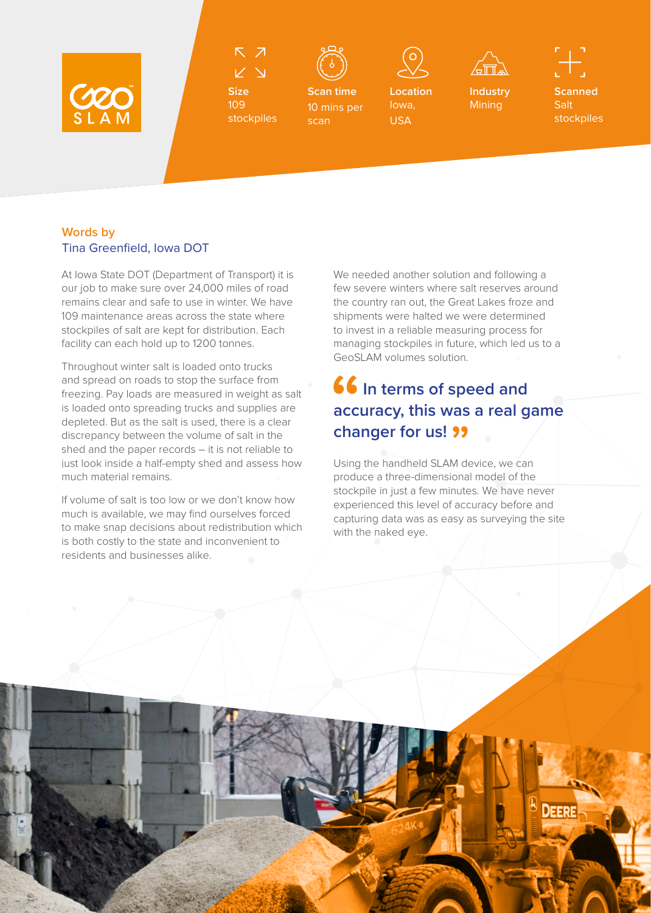GeoSLAM

**Size**
109 stockpiles

**Scan time**
10 mins per scan

**Location**
Iowa, USA

**Industry**
Mining

**Scanned**
Salt stockpiles

Words by
Tina Greenfield, Iowa DOT

At Iowa State DOT (Department of Transport) it is our job to make sure over 24,000 miles of road remains clear and safe to use in winter. We have 109 maintenance areas across the state where stockpiles of salt are kept for distribution. Each facility can each hold up to 1200 tonnes.

Throughout winter salt is loaded onto trucks and spread on roads to stop the surface from freezing. Pay loads are measured in weight as salt is loaded onto spreading trucks and supplies are depleted. But as the salt is used, there is a clear discrepancy between the volume of salt in the shed and the paper records – it is not reliable to just look inside a half-empty shed and assess how much material remains.

If volume of salt is too low or we don't know how much is available, we may find ourselves forced to make snap decisions about redistribution which is both costly to the state and inconvenient to residents and businesses alike.

We needed another solution and following a few severe winters where salt reserves around the country ran out, the Great Lakes froze and shipments were halted we were determined to invest in a reliable measuring process for managing stockpiles in future, which led us to a GeoSLAM volumes solution.

> "In terms of speed and accuracy, this was a real game changer for us!"

Using the handheld SLAM device, we can produce a three-dimensional model of the stockpile in just a few minutes. We have never experienced this level of accuracy before and capturing data was as easy as surveying the site with the naked eye.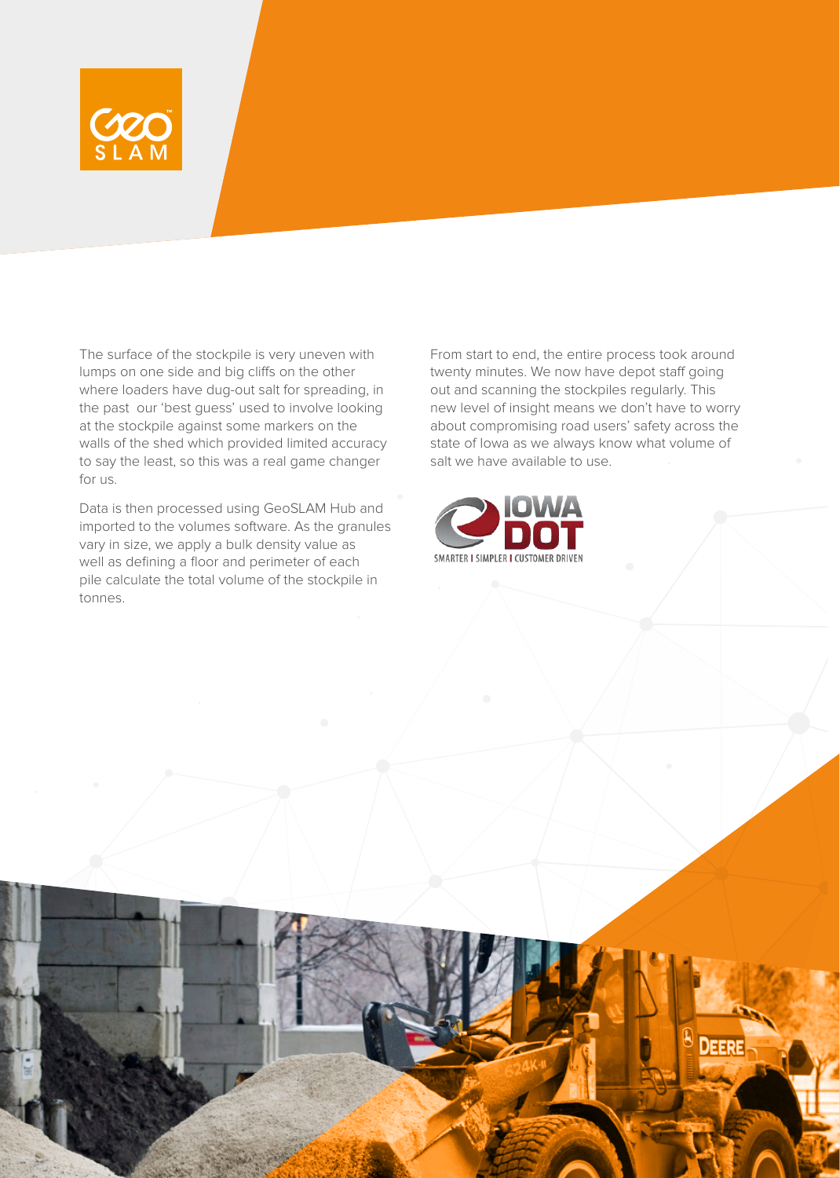The surface of the stockpile is very uneven with lumps on one side and big cliffs on the other where loaders have dug-out salt for spreading, in the past our 'best guess' used to involve looking at the stockpile against some markers on the walls of the shed which provided limited accuracy to say the least, so this was a real game changer for us.

Data is then processed using GeoSLAM Hub and imported to the volumes software. As the granules vary in size, we apply a bulk density value as well as defining a floor and perimeter of each pile calculate the total volume of the stockpile in tonnes.

From start to end, the entire process took around twenty minutes. We now have depot staff going out and scanning the stockpiles regularly. This new level of insight means we don't have to worry about compromising road users' safety across the state of Iowa as we always know what volume of salt we have available to use.